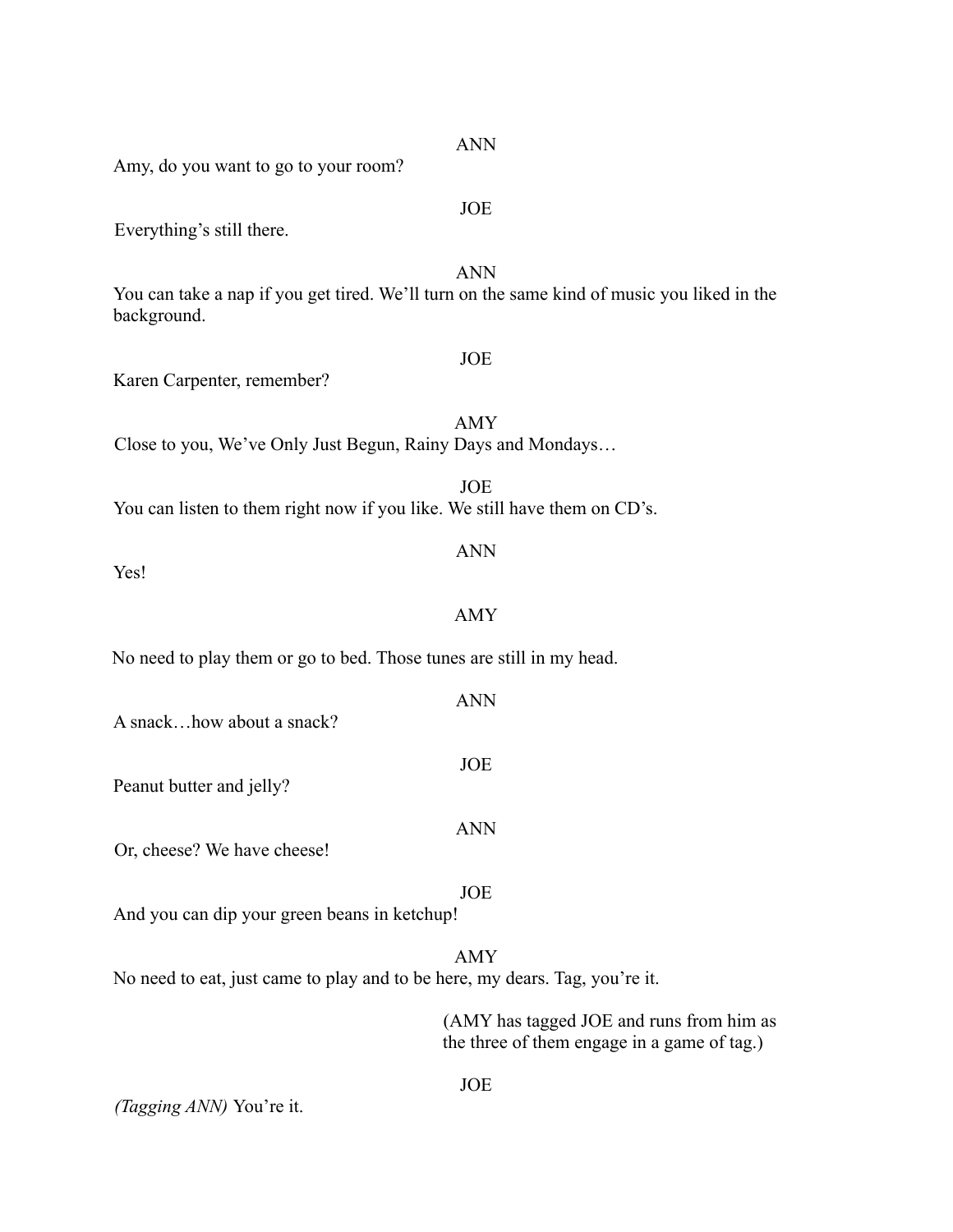ANN

Amy, do you want to go to your room?

JOE

Everything's still there.

ANN

You can take a nap if you get tired. We'll turn on the same kind of music you liked in the background.

JOE

Karen Carpenter, remember?

AMY

Close to you, We've Only Just Begun, Rainy Days and Mondays…

JOE

You can listen to them right now if you like. We still have them on CD's.

ANN

Yes!

AMY

No need to play them or go to bed. Those tunes are still in my head.

ANN

A snack…how about a snack?

JOE

Peanut butter and jelly?

ANN

Or, cheese? We have cheese!

JOE

And you can dip your green beans in ketchup!

AMY

No need to eat, just came to play and to be here, my dears. Tag, you're it.

(AMY has tagged JOE and runs from him as the three of them engage in a game of tag.)

JOE

*(Tagging ANN)* You're it.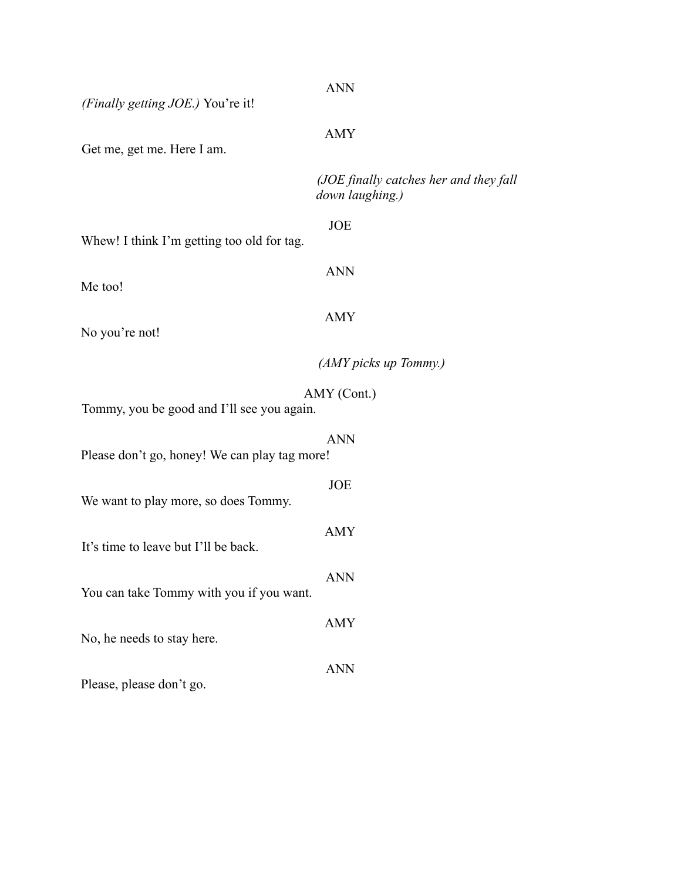ANN

*(Finally getting JOE.)* You're it!

AMY

Get me, get me. Here I am.

*(JOE finally catches her and they fall down laughing.)*

JOE

Whew! I think I'm getting too old for tag.

ANN

Me too!

AMY

No you're not!

*(AMY picks up Tommy.)*

AMY (Cont.)

Tommy, you be good and I'll see you again.

ANN

Please don't go, honey! We can play tag more!

JOE

We want to play more, so does Tommy.

AMY

It's time to leave but I'll be back.

ANN

You can take Tommy with you if you want.

AMY

No, he needs to stay here.

ANN

Please, please don't go.